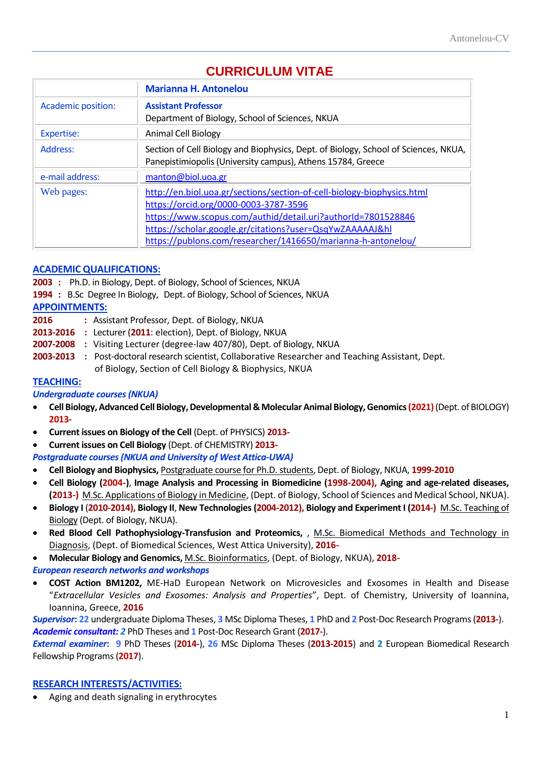# CURRICULUM VITAE

| | Marianna H. Antonelou |
|---|---|
| Academic position: | **Assistant Professor**<br>Department of Biology, School of Sciences, NKUA |
| Expertise: | Animal Cell Biology |
| Address: | Section of Cell Biology and Biophysics, Dept. of Biology, School of Sciences, NKUA, Panepistimiopolis (University campus), Athens 15784, Greece |
| e-mail address: | manton@biol.uoa.gr |
| Web pages: | http://en.biol.uoa.gr/sections/section-of-cell-biology-biophysics.html<br>https://orcid.org/0000-0003-3787-3596<br>https://www.scopus.com/authid/detail.uri?authorId=7801528846<br>https://scholar.google.gr/citations?user=QsqYwZAAAAAJ&hl<br>https://publons.com/researcher/1416650/marianna-h-antonelou/ |

## ACADEMIC QUALIFICATIONS:

**2003** : Ph.D. in Biology, Dept. of Biology, School of Sciences, NKUA
**1994** : B.Sc Degree In Biology, Dept. of Biology, School of Sciences, NKUA

## APPOINTMENTS:

**2016** : Assistant Professor, Dept. of Biology, NKUA
**2013-2016** : Lecturer (**2011**: election), Dept. of Biology, NKUA
**2007-2008** : Visiting Lecturer (degree-law 407/80), Dept. of Biology, NKUA
**2003-2013** : Post-doctoral research scientist, Collaborative Researcher and Teaching Assistant, Dept. of Biology, Section of Cell Biology & Biophysics, NKUA

## TEACHING:

***Undergraduate courses (NKUA)***

- **Cell Biology, Advanced Cell Biology, Developmental & Molecular Animal Biology, Genomics** **(2021)** (Dept. of BIOLOGY) **2013-**
- **Current issues on Biology of the Cell** (Dept. of PHYSICS) **2013-**
- **Current issues on Cell Biology** (Dept. of CHEMISTRY) **2013-**

***Postgraduate courses (NKUA and University of West Attica-UWA)***

- **Cell Biology and Biophysics,** Postgraduate course for Ph.D. students, Dept. of Biology, NKUA, **1999-2010**
- **Cell Biology** (**2004-**), **Image Analysis and Processing in Biomedicine** (**1998-2004**), **Aging and age-related diseases,** (**2013-**) M.Sc. Applications of Biology in Medicine, (Dept. of Biology, School of Sciences and Medical School, NKUA).
- **Biology I** (**2010-2014**), **Biology II**, **New Technologies** (**2004-2012**), **Biology and Experiment I** (**2014-**) M.Sc. Teaching of Biology (Dept. of Biology, NKUA).
- **Red Blood Cell Pathophysiology-Transfusion and Proteomics,** , M.Sc. Biomedical Methods and Technology in Diagnosis, (Dept. of Biomedical Sciences, West Attica University), **2016-**
- **Molecular Biology and Genomics,** M.Sc. Bioinformatics, (Dept. of Biology, NKUA), **2018-**

***European research networks and workshops***

- **COST Action BM1202,** ME-HaD European Network on Microvesicles and Exosomes in Health and Disease "*Extracellular Vesicles and Exosomes: Analysis and Properties*", Dept. of Chemistry, University of Ioannina, Ioannina, Greece, **2016**

***Supervisor*: 22** undergraduate Diploma Theses, **3** MSc Diploma Theses, **1** PhD and **2** Post-Doc Research Programs (**2013-**).
***Academic consultant: 2*** PhD Theses and **1** Post-Doc Research Grant (**2017-**).
***External examiner*: 9** PhD Theses (**2014-**), **26** MSc Diploma Theses (**2013-2015**) and **2** European Biomedical Research Fellowship Programs (**2017**).

## RESEARCH INTERESTS/ACTIVITIES:

- Aging and death signaling in erythrocytes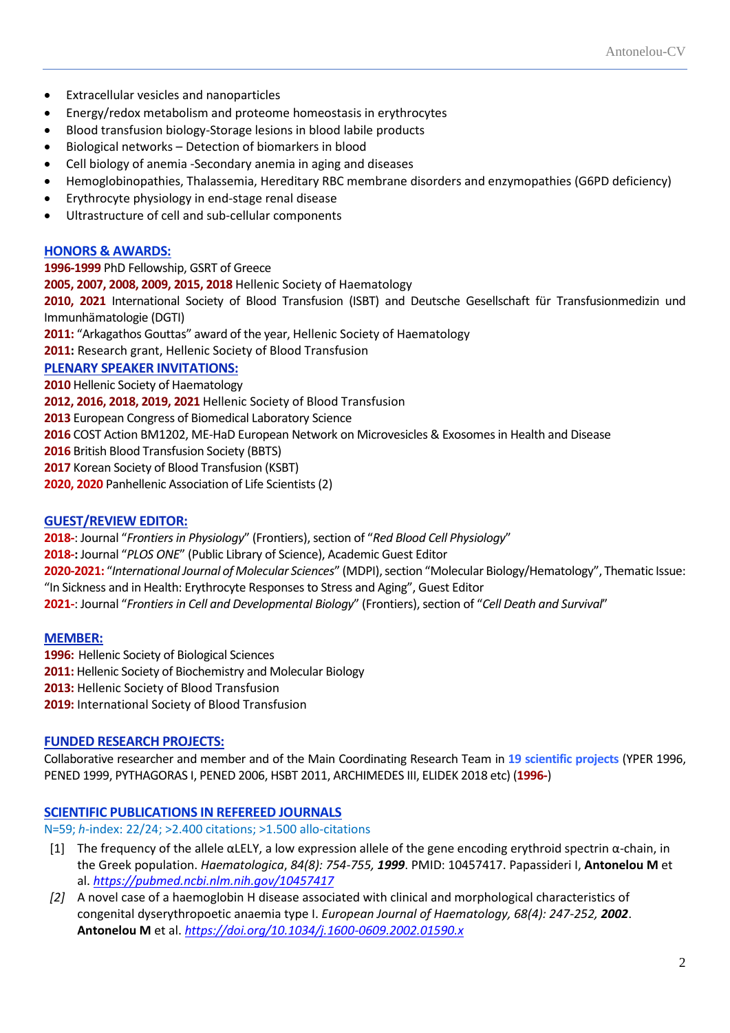- Extracellular vesicles and nanoparticles
- Energy/redox metabolism and proteome homeostasis in erythrocytes
- Blood transfusion biology-Storage lesions in blood labile products
- Biological networks – Detection of biomarkers in blood
- Cell biology of anemia -Secondary anemia in aging and diseases
- Hemoglobinopathies, Thalassemia, Hereditary RBC membrane disorders and enzymopathies (G6PD deficiency)
- Erythrocyte physiology in end-stage renal disease
- Ultrastructure of cell and sub-cellular components

## HONORS & AWARDS:

**1996-1999** PhD Fellowship, GSRT of Greece
**2005, 2007, 2008, 2009, 2015, 2018** Hellenic Society of Haematology
**2010, 2021** International Society of Blood Transfusion (ISBT) and Deutsche Gesellschaft für Transfusionmedizin und Immunhämatologie (DGTI)
**2011:** "Arkagathos Gouttas" award of the year, Hellenic Society of Haematology
**2011:** Research grant, Hellenic Society of Blood Transfusion

## PLENARY SPEAKER INVITATIONS:

**2010** Hellenic Society of Haematology
**2012, 2016, 2018, 2019, 2021** Hellenic Society of Blood Transfusion
**2013** European Congress of Biomedical Laboratory Science
**2016** COST Action BM1202, ME-HaD European Network on Microvesicles & Exosomes in Health and Disease
**2016** British Blood Transfusion Society (BBTS)
**2017** Korean Society of Blood Transfusion (KSBT)
**2020, 2020** Panhellenic Association of Life Scientists (2)

## GUEST/REVIEW EDITOR:

**2018-**: Journal "*Frontiers in Physiology*" (Frontiers), section of "*Red Blood Cell Physiology*"
**2018-:** Journal "*PLOS ONE*" (Public Library of Science), Academic Guest Editor
**2020-2021:** "*International Journal of Molecular Sciences*" (MDPI), section "Molecular Biology/Hematology", Thematic Issue: "In Sickness and in Health: Erythrocyte Responses to Stress and Aging", Guest Editor
**2021-**: Journal "*Frontiers in Cell and Developmental Biology*" (Frontiers), section of "*Cell Death and Survival*"

## MEMBER:

**1996:** Hellenic Society of Biological Sciences
**2011:** Hellenic Society of Biochemistry and Molecular Biology
**2013:** Hellenic Society of Blood Transfusion
**2019:** International Society of Blood Transfusion

## FUNDED RESEARCH PROJECTS:

Collaborative researcher and member and of the Main Coordinating Research Team in **19 scientific projects** (YPER 1996, PENED 1999, PYTHAGORAS I, PENED 2006, HSBT 2011, ARCHIMEDES III, ELIDEK 2018 etc) (**1996-**)

## SCIENTIFIC PUBLICATIONS IN REFEREED JOURNALS

N=59; *h*-index: 22/24; >2.400 citations; >1.500 allo-citations

[1] The frequency of the allele αLELY, a low expression allele of the gene encoding erythroid spectrin α-chain, in the Greek population. *Haematologica, 84(8): 754-755,* ***1999***. PMID: 10457417. Papassideri I, **Antonelou M** et al. *https://pubmed.ncbi.nlm.nih.gov/10457417*

*[2]* A novel case of a haemoglobin H disease associated with clinical and morphological characteristics of congenital dyserythropoetic anaemia type I. *European Journal of Haematology, 68(4): 247-252,* ***2002***. **Antonelou M** et al. *https://doi.org/10.1034/j.1600-0609.2002.01590.x*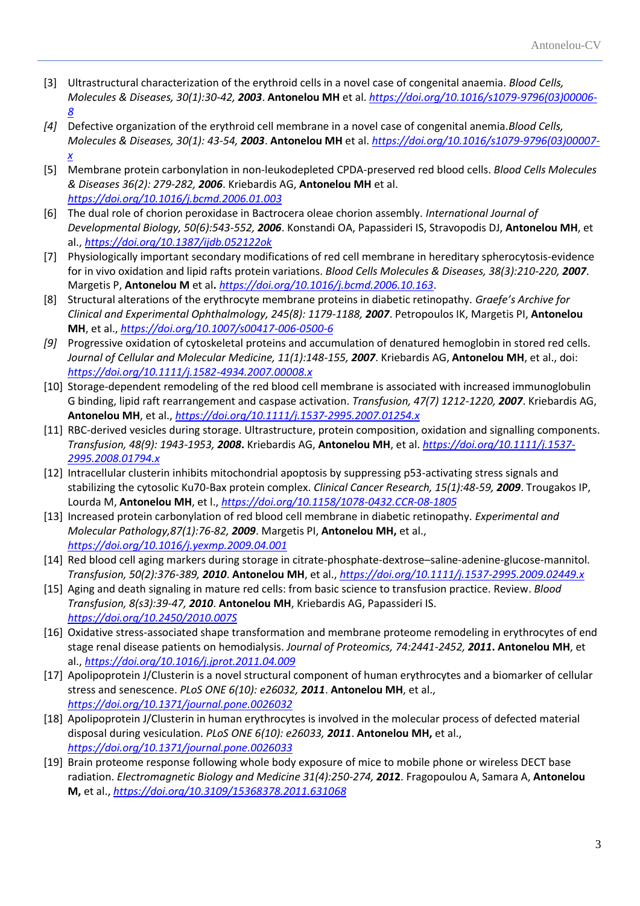[3] Ultrastructural characterization of the erythroid cells in a novel case of congenital anaemia. *Blood Cells, Molecules & Diseases, 30(1):30-42, **2003***. **Antonelou MH** et al. *https://doi.org/10.1016/s1079-9796(03)00006-8*

*[4]* Defective organization of the erythroid cell membrane in a novel case of congenital anemia.*Blood Cells, Molecules & Diseases, 30(1): 43-54, **2003***. **Antonelou MH** et al. *https://doi.org/10.1016/s1079-9796(03)00007-x*

[5] Membrane protein carbonylation in non-leukodepleted CPDA-preserved red blood cells. *Blood Cells Molecules & Diseases 36(2): 279-282, **2006***. Kriebardis AG, **Antonelou MH** et al. *https://doi.org/10.1016/j.bcmd.2006.01.003*

[6] The dual role of chorion peroxidase in Bactrocera oleae chorion assembly. *International Journal of Developmental Biology, 50(6):543-552, **2006***. Konstandi OA, Papassideri IS, Stravopodis DJ, **Antonelou MH**, et al., *https://doi.org/10.1387/ijdb.052122ok*

[7] Physiologically important secondary modifications of red cell membrane in hereditary spherocytosis-evidence for in vivo oxidation and lipid rafts protein variations. *Blood Cells Molecules & Diseases, 38(3):210-220, **2007***. Margetis P, **Antonelou M** et al**.** *https://doi.org/10.1016/j.bcmd.2006.10.163*.

[8] Structural alterations of the erythrocyte membrane proteins in diabetic retinopathy. *Graefe's Archive for Clinical and Experimental Ophthalmology, 245(8): 1179-1188, **2007***. Petropoulos IK, Margetis PI, **Antonelou MH**, et al., *https://doi.org/10.1007/s00417-006-0500-6*

*[9]* Progressive oxidation of cytoskeletal proteins and accumulation of denatured hemoglobin in stored red cells. *Journal of Cellular and Molecular Medicine, 11(1):148-155, **2007***. Kriebardis AG, **Antonelou MH**, et al., doi: *https://doi.org/10.1111/j.1582-4934.2007.00008.x*

[10] Storage-dependent remodeling of the red blood cell membrane is associated with increased immunoglobulin G binding, lipid raft rearrangement and caspase activation. *Transfusion, 47(7) 1212-1220, **2007***. Kriebardis AG, **Antonelou MH**, et al., *https://doi.org/10.1111/j.1537-2995.2007.01254.x*

[11] RBC-derived vesicles during storage. Ultrastructure, protein composition, oxidation and signalling components. *Transfusion, 48(9): 1943-1953, **2008***. Kriebardis AG, **Antonelou MH**, et al. *https://doi.org/10.1111/j.1537-2995.2008.01794.x*

[12] Intracellular clusterin inhibits mitochondrial apoptosis by suppressing p53-activating stress signals and stabilizing the cytosolic Ku70-Bax protein complex. *Clinical Cancer Research, 15(1):48-59, **2009***. Trougakos IP, Lourda M, **Antonelou MH**, et l., *https://doi.org/10.1158/1078-0432.CCR-08-1805*

[13] Increased protein carbonylation of red blood cell membrane in diabetic retinopathy. *Experimental and Molecular Pathology,87(1):76-82, **2009***. Margetis PI, **Antonelou MH,** et al., *https://doi.org/10.1016/j.yexmp.2009.04.001*

[14] Red blood cell aging markers during storage in citrate-phosphate-dextrose–saline-adenine-glucose-mannitol. *Transfusion, 50(2):376-389, **2010***. **Antonelou MH**, et al., *https://doi.org/10.1111/j.1537-2995.2009.02449.x*

[15] Aging and death signaling in mature red cells: from basic science to transfusion practice. Review. *Blood Transfusion, 8(s3):39-47, **2010***. **Antonelou MH**, Kriebardis AG, Papassideri IS. *https://doi.org/10.2450/2010.007S*

[16] Oxidative stress-associated shape transformation and membrane proteome remodeling in erythrocytes of end stage renal disease patients on hemodialysis. *Journal of Proteomics, 74:2441-2452, **2011***. **Antonelou MH**, et al., *https://doi.org/10.1016/j.jprot.2011.04.009*

[17] Apolipoprotein J/Clusterin is a novel structural component of human erythrocytes and a biomarker of cellular stress and senescence. *PLoS ONE 6(10): e26032, **2011***. **Antonelou MH**, et al., *https://doi.org/10.1371/journal.pone.0026032*

[18] Apolipoprotein J/Clusterin in human erythrocytes is involved in the molecular process of defected material disposal during vesiculation. *PLoS ONE 6(10): e26033, **2011***. **Antonelou MH,** et al., *https://doi.org/10.1371/journal.pone.0026033*

[19] Brain proteome response following whole body exposure of mice to mobile phone or wireless DECT base radiation. *Electromagnetic Biology and Medicine 31(4):250-274, **2012***. Fragopoulou A, Samara A, **Antonelou M,** et al., *https://doi.org/10.3109/15368378.2011.631068*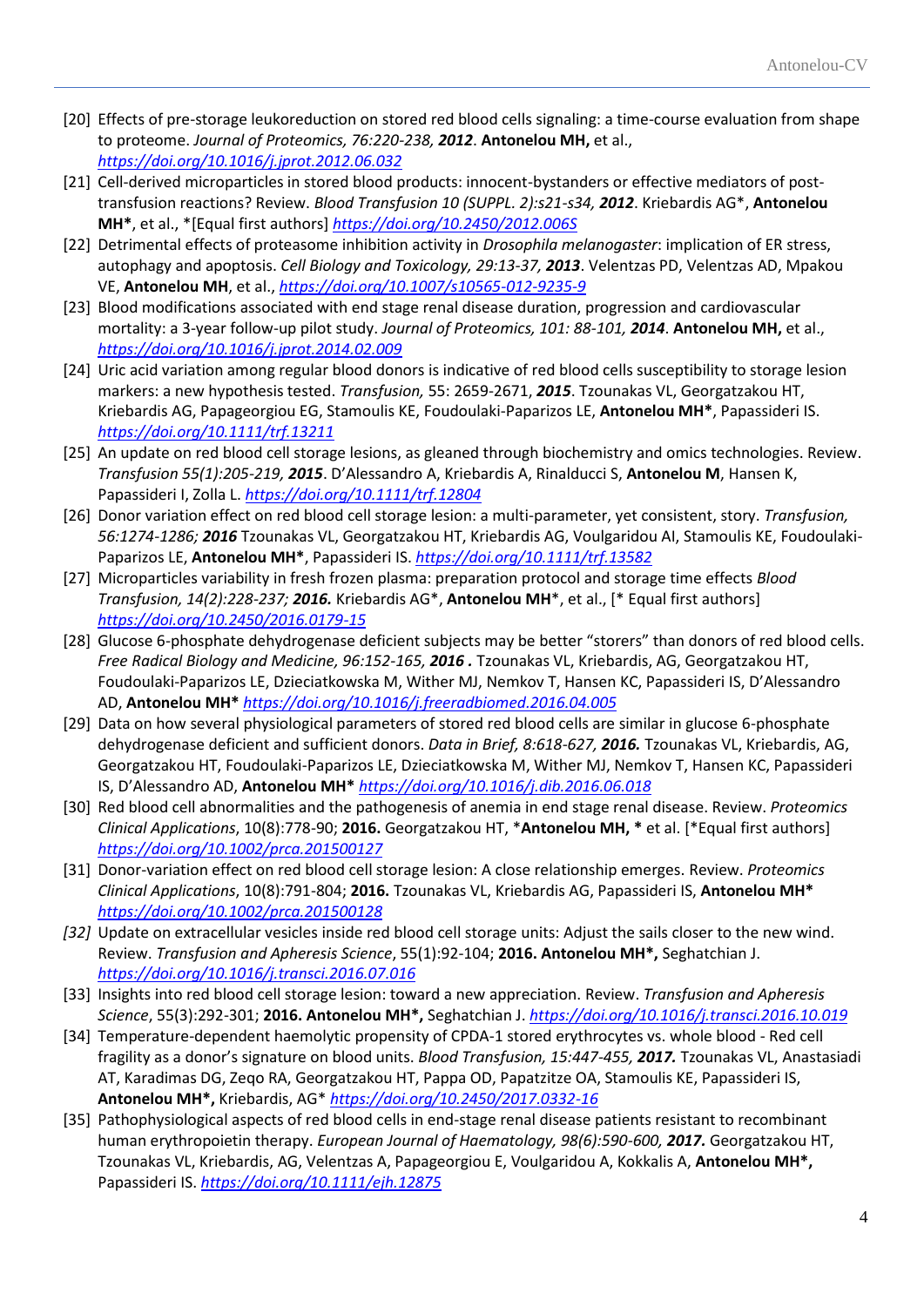[20] Effects of pre-storage leukoreduction on stored red blood cells signaling: a time-course evaluation from shape to proteome. *Journal of Proteomics, 76:220-238,* ***2012***. **Antonelou MH,** et al., *https://doi.org/10.1016/j.jprot.2012.06.032*

[21] Cell-derived microparticles in stored blood products: innocent-bystanders or effective mediators of post-transfusion reactions? Review. *Blood Transfusion 10 (SUPPL. 2):s21-s34,* ***2012***. Kriebardis AG*, **Antonelou MH***, et al., *[Equal first authors] *https://doi.org/10.2450/2012.006S*

[22] Detrimental effects of proteasome inhibition activity in *Drosophila melanogaster*: implication of ER stress, autophagy and apoptosis. *Cell Biology and Toxicology, 29:13-37,* ***2013***. Velentzas PD, Velentzas AD, Mpakou VE, **Antonelou MH**, et al., *https://doi.org/10.1007/s10565-012-9235-9*

[23] Blood modifications associated with end stage renal disease duration, progression and cardiovascular mortality: a 3-year follow-up pilot study. *Journal of Proteomics, 101: 88-101,* ***2014***. **Antonelou MH,** et al., *https://doi.org/10.1016/j.jprot.2014.02.009*

[24] Uric acid variation among regular blood donors is indicative of red blood cells susceptibility to storage lesion markers: a new hypothesis tested. *Transfusion,* 55: 2659-2671, ***2015***. Tzounakas VL, Georgatzakou HT, Kriebardis AG, Papageorgiou EG, Stamoulis KE, Foudoulaki-Paparizos LE, **Antonelou MH***, Papassideri IS. *https://doi.org/10.1111/trf.13211*

[25] An update on red blood cell storage lesions, as gleaned through biochemistry and omics technologies. Review. *Transfusion 55(1):205-219,* ***2015***. D'Alessandro A, Kriebardis A, Rinalducci S, **Antonelou M**, Hansen K, Papassideri I, Zolla L. *https://doi.org/10.1111/trf.12804*

[26] Donor variation effect on red blood cell storage lesion: a multi-parameter, yet consistent, story. *Transfusion, 56:1274-1286;* ***2016*** Tzounakas VL, Georgatzakou HT, Kriebardis AG, Voulgaridou AI, Stamoulis KE, Foudoulaki-Paparizos LE, **Antonelou MH***, Papassideri IS. *https://doi.org/10.1111/trf.13582*

[27] Microparticles variability in fresh frozen plasma: preparation protocol and storage time effects *Blood Transfusion, 14(2):228-237;* ***2016.*** Kriebardis AG*, **Antonelou MH***, et al., [* Equal first authors] *https://doi.org/10.2450/2016.0179-15*

[28] Glucose 6-phosphate dehydrogenase deficient subjects may be better "storers" than donors of red blood cells. *Free Radical Biology and Medicine, 96:152-165,* ***2016 .*** Tzounakas VL, Kriebardis, AG, Georgatzakou HT, Foudoulaki-Paparizos LE, Dzieciatkowska M, Wither MJ, Nemkov T, Hansen KC, Papassideri IS, D'Alessandro AD, **Antonelou MH*** *https://doi.org/10.1016/j.freeradbiomed.2016.04.005*

[29] Data on how several physiological parameters of stored red blood cells are similar in glucose 6-phosphate dehydrogenase deficient and sufficient donors. *Data in Brief, 8:618-627,* ***2016.*** Tzounakas VL, Kriebardis, AG, Georgatzakou HT, Foudoulaki-Paparizos LE, Dzieciatkowska M, Wither MJ, Nemkov T, Hansen KC, Papassideri IS, D'Alessandro AD, **Antonelou MH*** *https://doi.org/10.1016/j.dib.2016.06.018*

[30] Red blood cell abnormalities and the pathogenesis of anemia in end stage renal disease. Review. *Proteomics Clinical Applications*, 10(8):778-90; **2016.** Georgatzakou HT, ***Antonelou MH, *** et al. [*Equal first authors] *https://doi.org/10.1002/prca.201500127*

[31] Donor-variation effect on red blood cell storage lesion: A close relationship emerges. Review. *Proteomics Clinical Applications*, 10(8):791-804; **2016.** Tzounakas VL, Kriebardis AG, Papassideri IS, **Antonelou MH*** *https://doi.org/10.1002/prca.201500128*

*[32]* Update on extracellular vesicles inside red blood cell storage units: Adjust the sails closer to the new wind. Review. *Transfusion and Apheresis Science*, 55(1):92-104; **2016. Antonelou MH*,** Seghatchian J. *https://doi.org/10.1016/j.transci.2016.07.016*

[33] Insights into red blood cell storage lesion: toward a new appreciation. Review. *Transfusion and Apheresis Science*, 55(3):292-301; **2016. Antonelou MH*,** Seghatchian J. *https://doi.org/10.1016/j.transci.2016.10.019*

[34] Temperature-dependent haemolytic propensity of CPDA-1 stored erythrocytes vs. whole blood - Red cell fragility as a donor's signature on blood units. *Blood Transfusion, 15:447-455,* ***2017.*** Tzounakas VL, Anastasiadi AT, Karadimas DG, Zeqo RA, Georgatzakou HT, Pappa OD, Papatzitze OA, Stamoulis KE, Papassideri IS, **Antonelou MH*,** Kriebardis, AG* *https://doi.org/10.2450/2017.0332-16*

[35] Pathophysiological aspects of red blood cells in end-stage renal disease patients resistant to recombinant human erythropoietin therapy. *European Journal of Haematology, 98(6):590-600,* ***2017.*** Georgatzakou HT, Tzounakas VL, Kriebardis, AG, Velentzas A, Papageorgiou E, Voulgaridou A, Kokkalis A, **Antonelou MH*,** Papassideri IS. *https://doi.org/10.1111/ejh.12875*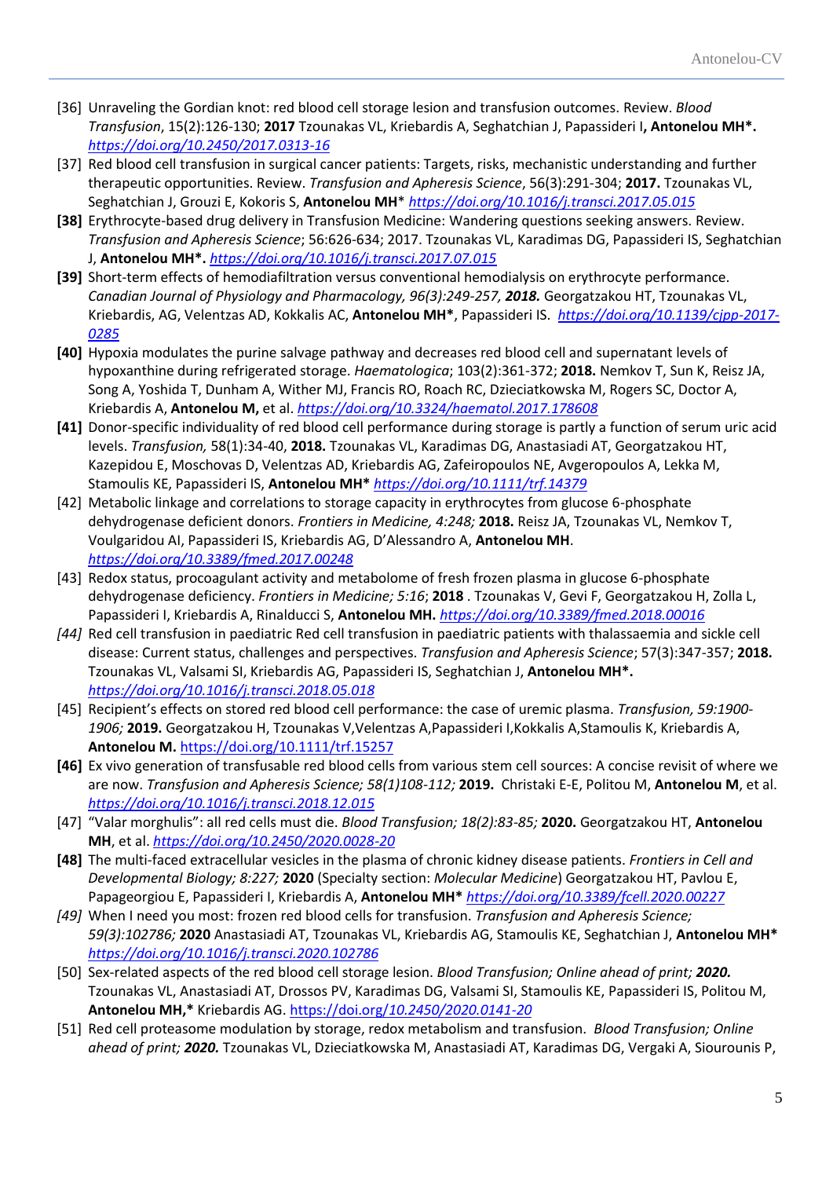[36] Unraveling the Gordian knot: red blood cell storage lesion and transfusion outcomes. Review. *Blood Transfusion*, 15(2):126-130; **2017** Tzounakas VL, Kriebardis A, Seghatchian J, Papassideri I**, Antonelou MH\*.** *https://doi.org/10.2450/2017.0313-16*

[37] Red blood cell transfusion in surgical cancer patients: Targets, risks, mechanistic understanding and further therapeutic opportunities. Review. *Transfusion and Apheresis Science*, 56(3):291-304; **2017.** Tzounakas VL, Seghatchian J, Grouzi E, Kokoris S, **Antonelou MH**\* *https://doi.org/10.1016/j.transci.2017.05.015*

**[38]** Erythrocyte-based drug delivery in Transfusion Medicine: Wandering questions seeking answers. Review. *Transfusion and Apheresis Science*; 56:626-634; 2017. Tzounakas VL, Karadimas DG, Papassideri IS, Seghatchian J, **Antonelou MH\*.** *https://doi.org/10.1016/j.transci.2017.07.015*

**[39]** Short-term effects of hemodiafiltration versus conventional hemodialysis on erythrocyte performance. *Canadian Journal of Physiology and Pharmacology, 96(3):249-257, **2018.*** Georgatzakou HT, Tzounakas VL, Kriebardis, AG, Velentzas AD, Kokkalis AC, **Antonelou MH\***, Papassideri IS. *https://doi.org/10.1139/cjpp-2017-0285*

**[40]** Hypoxia modulates the purine salvage pathway and decreases red blood cell and supernatant levels of hypoxanthine during refrigerated storage. *Haematologica*; 103(2):361-372; **2018.** Nemkov T, Sun K, Reisz JA, Song A, Yoshida T, Dunham A, Wither MJ, Francis RO, Roach RC, Dzieciatkowska M, Rogers SC, Doctor A, Kriebardis A, **Antonelou M,** et al. *https://doi.org/10.3324/haematol.2017.178608*

**[41]** Donor-specific individuality of red blood cell performance during storage is partly a function of serum uric acid levels. *Transfusion,* 58(1):34-40, **2018.** Tzounakas VL, Karadimas DG, Anastasiadi AT, Georgatzakou HT, Kazepidou E, Moschovas D, Velentzas AD, Kriebardis AG, Zafeiropoulos NE, Avgeropoulos A, Lekka M, Stamoulis KE, Papassideri IS, **Antonelou MH\*** *https://doi.org/10.1111/trf.14379*

[42] Metabolic linkage and correlations to storage capacity in erythrocytes from glucose 6-phosphate dehydrogenase deficient donors. *Frontiers in Medicine, 4:248;* **2018.** Reisz JA, Tzounakas VL, Nemkov T, Voulgaridou AI, Papassideri IS, Kriebardis AG, D'Alessandro A, **Antonelou MH**. *https://doi.org/10.3389/fmed.2017.00248*

[43] Redox status, procoagulant activity and metabolome of fresh frozen plasma in glucose 6-phosphate dehydrogenase deficiency. *Frontiers in Medicine; 5:16*; **2018** . Tzounakas V, Gevi F, Georgatzakou H, Zolla L, Papassideri I, Kriebardis A, Rinalducci S, **Antonelou MH.** *https://doi.org/10.3389/fmed.2018.00016*

*[44]* Red cell transfusion in paediatric Red cell transfusion in paediatric patients with thalassaemia and sickle cell disease: Current status, challenges and perspectives. *Transfusion and Apheresis Science*; 57(3):347-357; **2018.** Tzounakas VL, Valsami SI, Kriebardis AG, Papassideri IS, Seghatchian J, **Antonelou MH\*.** *https://doi.org/10.1016/j.transci.2018.05.018*

[45] Recipient's effects on stored red blood cell performance: the case of uremic plasma. *Transfusion, 59:1900-1906;* **2019.** Georgatzakou H, Tzounakas V,Velentzas A,Papassideri I,Kokkalis A,Stamoulis K, Kriebardis A, **Antonelou M.** https://doi.org/10.1111/trf.15257

**[46]** Ex vivo generation of transfusable red blood cells from various stem cell sources: A concise revisit of where we are now. *Transfusion and Apheresis Science; 58(1)108-112;* **2019.** Christaki E-E, Politou M, **Antonelou M**, et al. *https://doi.org/10.1016/j.transci.2018.12.015*

[47] "Valar morghulis": all red cells must die. *Blood Transfusion; 18(2):83-85;* **2020.** Georgatzakou HT, **Antonelou MH**, et al. *https://doi.org/10.2450/2020.0028-20*

**[48]** The multi-faced extracellular vesicles in the plasma of chronic kidney disease patients. *Frontiers in Cell and Developmental Biology; 8:227;* **2020** (Specialty section: *Molecular Medicine*) Georgatzakou HT, Pavlou E, Papageorgiou E, Papassideri I, Kriebardis A, **Antonelou MH\*** *https://doi.org/10.3389/fcell.2020.00227*

*[49]* When I need you most: frozen red blood cells for transfusion. *Transfusion and Apheresis Science; 59(3):102786;* **2020** Anastasiadi AT, Tzounakas VL, Kriebardis AG, Stamoulis KE, Seghatchian J, **Antonelou MH\*** *https://doi.org/10.1016/j.transci.2020.102786*

[50] Sex-related aspects of the red blood cell storage lesion. *Blood Transfusion; Online ahead of print; **2020.*** Tzounakas VL, Anastasiadi AT, Drossos PV, Karadimas DG, Valsami SI, Stamoulis KE, Papassideri IS, Politou M, **Antonelou MH,\*** Kriebardis AG. https://doi.org/*10.2450/2020.0141-20*

[51] Red cell proteasome modulation by storage, redox metabolism and transfusion. *Blood Transfusion; Online ahead of print; **2020.*** Tzounakas VL, Dzieciatkowska M, Anastasiadi AT, Karadimas DG, Vergaki A, Siourounis P,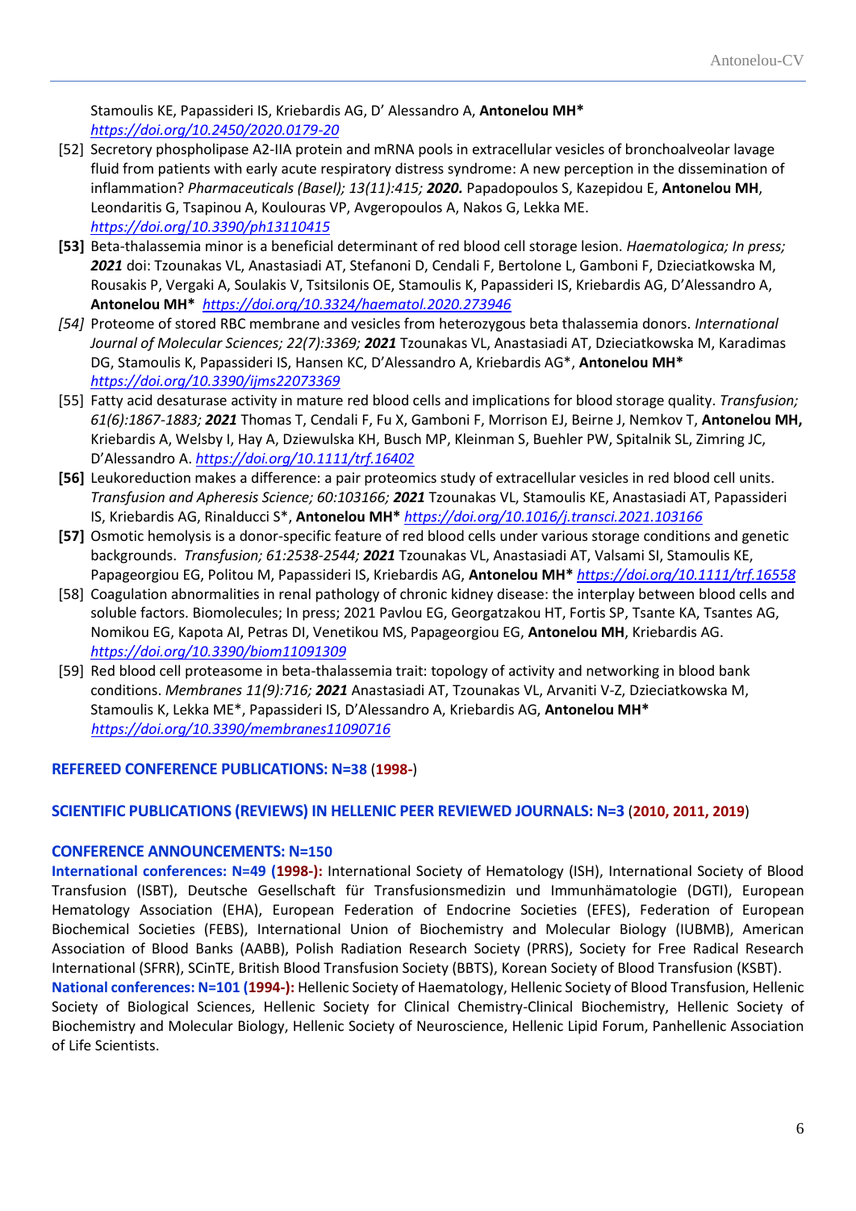Stamoulis KE, Papassideri IS, Kriebardis AG, D' Alessandro A, **Antonelou MH***
*https://doi.org/10.2450/2020.0179-20*

[52] Secretory phospholipase A2-IIA protein and mRNA pools in extracellular vesicles of bronchoalveolar lavage fluid from patients with early acute respiratory distress syndrome: A new perception in the dissemination of inflammation? *Pharmaceuticals (Basel); 13(11):415;* ***2020.*** Papadopoulos S, Kazepidou E, **Antonelou MH**, Leondaritis G, Tsapinou A, Koulouras VP, Avgeropoulos A, Nakos G, Lekka ME. *https://doi.org/10.3390/ph13110415*

**[53]** Beta-thalassemia minor is a beneficial determinant of red blood cell storage lesion. *Haematologica; In press;* ***2021*** doi: Tzounakas VL, Anastasiadi AT, Stefanoni D, Cendali F, Bertolone L, Gamboni F, Dzieciatkowska M, Rousakis P, Vergaki A, Soulakis V, Tsitsilonis OE, Stamoulis K, Papassideri IS, Kriebardis AG, D'Alessandro A, **Antonelou MH*** *https://doi.org/10.3324/haematol.2020.273946*

*[54]* Proteome of stored RBC membrane and vesicles from heterozygous beta thalassemia donors. *International Journal of Molecular Sciences; 22(7):3369;* ***2021*** Tzounakas VL, Anastasiadi AT, Dzieciatkowska M, Karadimas DG, Stamoulis K, Papassideri IS, Hansen KC, D'Alessandro A, Kriebardis AG*, **Antonelou MH*** *https://doi.org/10.3390/ijms22073369*

[55] Fatty acid desaturase activity in mature red blood cells and implications for blood storage quality. *Transfusion; 61(6):1867-1883;* ***2021*** Thomas T, Cendali F, Fu X, Gamboni F, Morrison EJ, Beirne J, Nemkov T, **Antonelou MH,** Kriebardis A, Welsby I, Hay A, Dziewulska KH, Busch MP, Kleinman S, Buehler PW, Spitalnik SL, Zimring JC, D'Alessandro A. *https://doi.org/10.1111/trf.16402*

**[56]** Leukoreduction makes a difference: a pair proteomics study of extracellular vesicles in red blood cell units. *Transfusion and Apheresis Science; 60:103166;* ***2021*** Tzounakas VL, Stamoulis KE, Anastasiadi AT, Papassideri IS, Kriebardis AG, Rinalducci S*, **Antonelou MH*** *https://doi.org/10.1016/j.transci.2021.103166*

**[57]** Osmotic hemolysis is a donor-specific feature of red blood cells under various storage conditions and genetic backgrounds. *Transfusion; 61:2538-2544;* ***2021*** Tzounakas VL, Anastasiadi AT, Valsami SI, Stamoulis KE, Papageorgiou EG, Politou M, Papassideri IS, Kriebardis AG, **Antonelou MH*** *https://doi.org/10.1111/trf.16558*

[58] Coagulation abnormalities in renal pathology of chronic kidney disease: the interplay between blood cells and soluble factors. Biomolecules; In press; 2021 Pavlou EG, Georgatzakou HT, Fortis SP, Tsante KA, Tsantes AG, Nomikou EG, Kapota AI, Petras DI, Venetikou MS, Papageorgiou EG, **Antonelou MH**, Kriebardis AG. *https://doi.org/10.3390/biom11091309*

[59] Red blood cell proteasome in beta-thalassemia trait: topology of activity and networking in blood bank conditions. *Membranes 11(9):716;* ***2021*** Anastasiadi AT, Tzounakas VL, Arvaniti V-Z, Dzieciatkowska M, Stamoulis K, Lekka ME*, Papassideri IS, D'Alessandro A, Kriebardis AG, **Antonelou MH*** *https://doi.org/10.3390/membranes11090716*

**REFEREED CONFERENCE PUBLICATIONS: N=38 (1998-)**

**SCIENTIFIC PUBLICATIONS (REVIEWS) IN HELLENIC PEER REVIEWED JOURNALS: N=3 (2010, 2011, 2019)**

**CONFERENCE ANNOUNCEMENTS: N=150**

**International conferences: N=49 (1998-):** International Society of Hematology (ISH), International Society of Blood Transfusion (ISBT), Deutsche Gesellschaft für Transfusionsmedizin und Immunhämatologie (DGTI), European Hematology Association (EHA), European Federation of Endocrine Societies (EFES), Federation of European Biochemical Societies (FEBS), International Union of Biochemistry and Molecular Biology (IUBMB), American Association of Blood Banks (AABB), Polish Radiation Research Society (PRRS), Society for Free Radical Research International (SFRR), SCinTE, British Blood Transfusion Society (BBTS), Korean Society of Blood Transfusion (KSBT).

**National conferences: N=101 (1994-):** Hellenic Society of Haematology, Hellenic Society of Blood Transfusion, Hellenic Society of Biological Sciences, Hellenic Society for Clinical Chemistry-Clinical Biochemistry, Hellenic Society of Biochemistry and Molecular Biology, Hellenic Society of Neuroscience, Hellenic Lipid Forum, Panhellenic Association of Life Scientists.